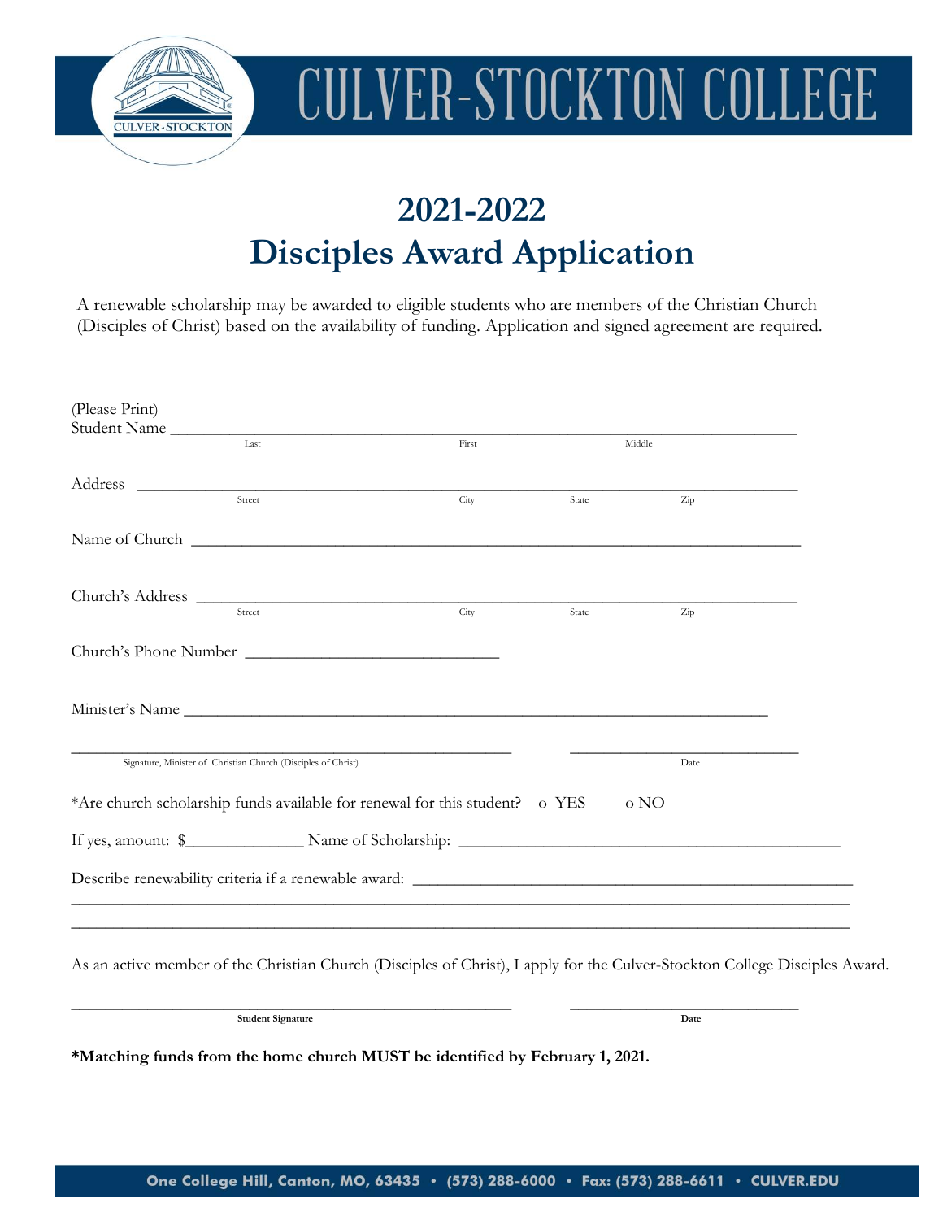# CULVER-STOCKTON COLLEGE

## 2021-2022
## Disciples Award Application

A renewable scholarship may be awarded to eligible students who are members of the Christian Church (Disciples of Christ) based on the availability of funding. Application and signed agreement are required.

(Please Print)
Student Name ___________________________________________________________________________
Last First Middle

Address ________________________________________________________________________________
Street City State Zip

Name of Church _________________________________________________________________________

Church's Address _______________________________________________________________________
Street City State Zip

Church's Phone Number ______________________________

Minister's Name _______________________________________________________________________

_____________________________________________________ ___________________________
Signature, Minister of Christian Church (Disciples of Christ) Date

*Are church scholarship funds available for renewal for this student? o YES o NO

If yes, amount: $______________ Name of Scholarship: _____________________________________________

Describe renewability criteria if a renewable award: ____________________________________________________
___________________________________________________________________________________________
___________________________________________________________________________________________

As an active member of the Christian Church (Disciples of Christ), I apply for the Culver-Stockton College Disciples Award.

_____________________________________________________ ___________________________
**Student Signature** **Date**

**\*Matching funds from the home church MUST be identified by February 1, 2021.**

One College Hill, Canton, MO, 63435 • (573) 288-6000 • Fax: (573) 288-6611 • CULVER.EDU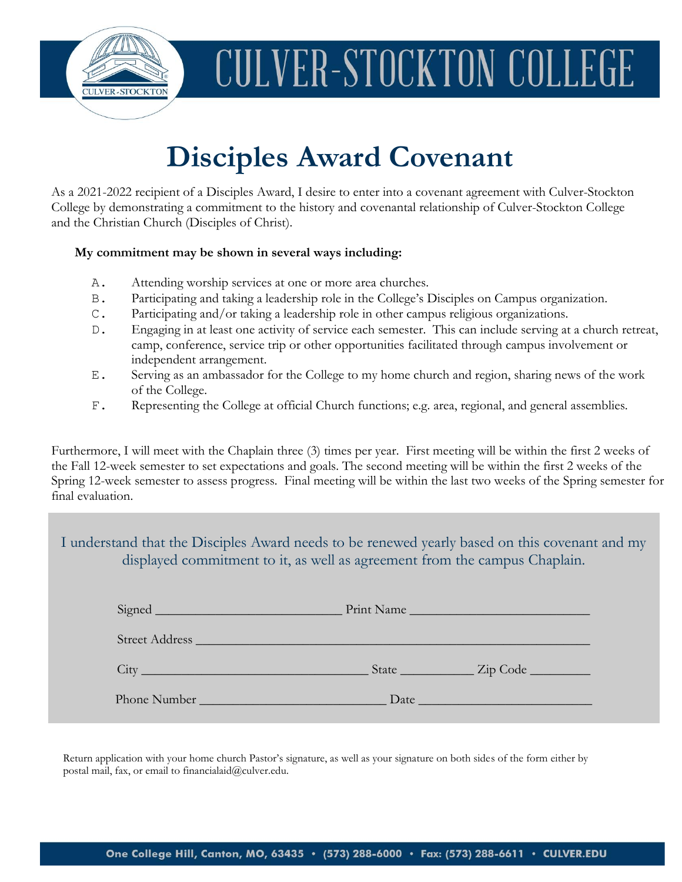# CULVER-STOCKTON COLLEGE

# Disciples Award Covenant

As a 2021-2022 recipient of a Disciples Award, I desire to enter into a covenant agreement with Culver-Stockton College by demonstrating a commitment to the history and covenantal relationship of Culver-Stockton College and the Christian Church (Disciples of Christ).

**My commitment may be shown in several ways including:**

A. Attending worship services at one or more area churches.
B. Participating and taking a leadership role in the College's Disciples on Campus organization.
C. Participating and/or taking a leadership role in other campus religious organizations.
D. Engaging in at least one activity of service each semester. This can include serving at a church retreat, camp, conference, service trip or other opportunities facilitated through campus involvement or independent arrangement.
E. Serving as an ambassador for the College to my home church and region, sharing news of the work of the College.
F. Representing the College at official Church functions; e.g. area, regional, and general assemblies.

Furthermore, I will meet with the Chaplain three (3) times per year. First meeting will be within the first 2 weeks of the Fall 12-week semester to set expectations and goals. The second meeting will be within the first 2 weeks of the Spring 12-week semester to assess progress. Final meeting will be within the last two weeks of the Spring semester for final evaluation.

I understand that the Disciples Award needs to be renewed yearly based on this covenant and my displayed commitment to it, as well as agreement from the campus Chaplain.

Signed ____________________________ Print Name ___________________________

Street Address ____________________________________________________________

City __________________________________ State ___________ Zip Code _________

Phone Number ____________________________ Date __________________________

Return application with your home church Pastor's signature, as well as your signature on both sides of the form either by postal mail, fax, or email to financialaid@culver.edu.

One College Hill, Canton, MO, 63435 • (573) 288-6000 • Fax: (573) 288-6611 • CULVER.EDU